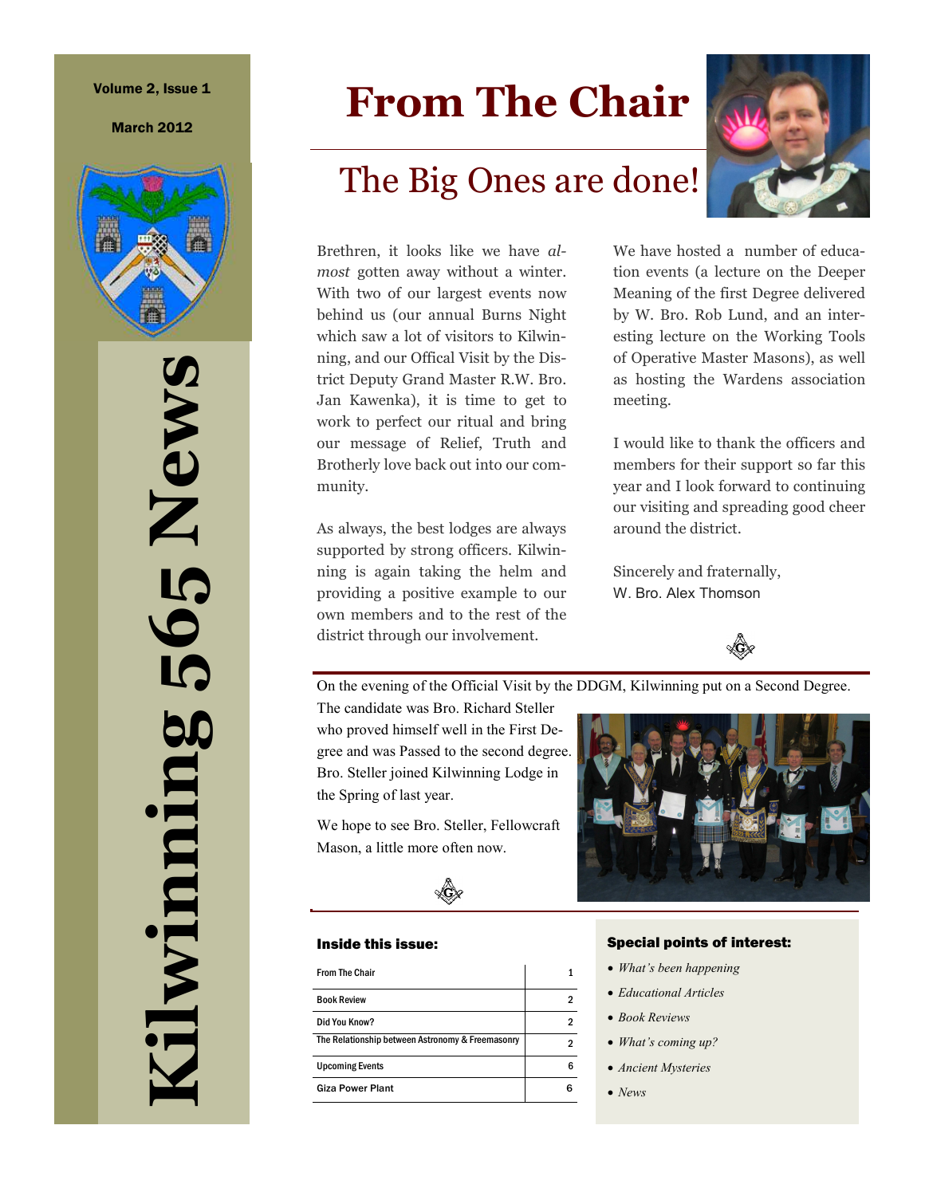# Kilwinning 565 News

Volume 2, Issue 1

March 2012

# From The Chair

## The Big Ones are done!

Brethren, it looks like we have *almost* gotten away without a winter. With two of our largest events now behind us (our annual Burns Night which saw a lot of visitors to Kilwinning, and our Offical Visit by the District Deputy Grand Master R.W. Bro. Jan Kawenka), it is time to get to work to perfect our ritual and bring our message of Relief, Truth and Brotherly love back out into our community.

As always, the best lodges are always supported by strong officers. Kilwinning is again taking the helm and providing a positive example to our own members and to the rest of the district through our involvement.

We have hosted a number of education events (a lecture on the Deeper Meaning of the first Degree delivered by W. Bro. Rob Lund, and an interesting lecture on the Working Tools of Operative Master Masons), as well as hosting the Wardens association meeting.

I would like to thank the officers and members for their support so far this year and I look forward to continuing our visiting and spreading good cheer around the district.

Sincerely and fraternally,
W. Bro. Alex Thomson

---

On the evening of the Official Visit by the DDGM, Kilwinning put on a Second Degree. The candidate was Bro. Richard Steller who proved himself well in the First Degree and was Passed to the second degree. Bro. Steller joined Kilwinning Lodge in the Spring of last year.

We hope to see Bro. Steller, Fellowcraft Mason, a little more often now.

---

### Inside this issue:

| | |
|---|---|
| From The Chair | 1 |
| Book Review | 2 |
| Did You Know? | 2 |
| The Relationship between Astronomy & Freemasonry | 2 |
| Upcoming Events | 6 |
| Giza Power Plant | 6 |

### Special points of interest:

- *What's been happening*
- *Educational Articles*
- *Book Reviews*
- *What's coming up?*
- *Ancient Mysteries*
- *News*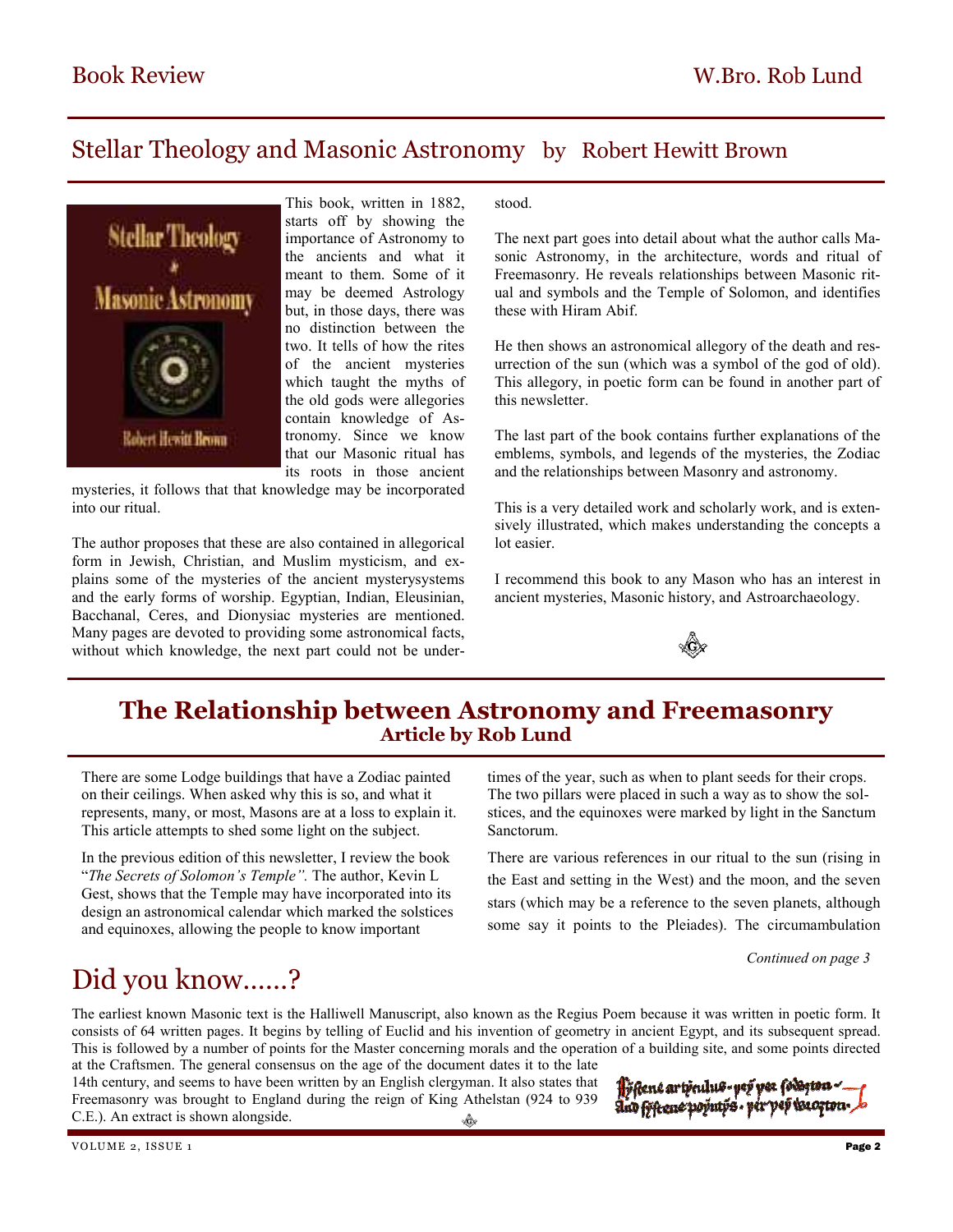Book Review — W.Bro. Rob Lund

## Stellar Theology and Masonic Astronomy by Robert Hewitt Brown

This book, written in 1882, starts off by showing the importance of Astronomy to the ancients and what it meant to them. Some of it may be deemed Astrology but, in those days, there was no distinction between the two. It tells of how the rites of the ancient mysteries which taught the myths of the old gods were allegories contain knowledge of Astronomy. Since we know that our Masonic ritual has its roots in those ancient mysteries, it follows that that knowledge may be incorporated into our ritual.

The author proposes that these are also contained in allegorical form in Jewish, Christian, and Muslim mysticism, and explains some of the mysteries of the ancient mysterysystems and the early forms of worship. Egyptian, Indian, Eleusinian, Bacchanal, Ceres, and Dionysiac mysteries are mentioned. Many pages are devoted to providing some astronomical facts, without which knowledge, the next part could not be understood.

The next part goes into detail about what the author calls Masonic Astronomy, in the architecture, words and ritual of Freemasonry. He reveals relationships between Masonic ritual and symbols and the Temple of Solomon, and identifies these with Hiram Abif.

He then shows an astronomical allegory of the death and resurrection of the sun (which was a symbol of the god of old). This allegory, in poetic form can be found in another part of this newsletter.

The last part of the book contains further explanations of the emblems, symbols, and legends of the mysteries, the Zodiac and the relationships between Masonry and astronomy.

This is a very detailed work and scholarly work, and is extensively illustrated, which makes understanding the concepts a lot easier.

I recommend this book to any Mason who has an interest in ancient mysteries, Masonic history, and Astroarchaeology.

## The Relationship between Astronomy and Freemasonry

### Article by Rob Lund

There are some Lodge buildings that have a Zodiac painted on their ceilings. When asked why this is so, and what it represents, many, or most, Masons are at a loss to explain it. This article attempts to shed some light on the subject.

In the previous edition of this newsletter, I review the book "*The Secrets of Solomon's Temple".* The author, Kevin L Gest, shows that the Temple may have incorporated into its design an astronomical calendar which marked the solstices and equinoxes, allowing the people to know important times of the year, such as when to plant seeds for their crops. The two pillars were placed in such a way as to show the solstices, and the equinoxes were marked by light in the Sanctum Sanctorum.

There are various references in our ritual to the sun (rising in the East and setting in the West) and the moon, and the seven stars (which may be a reference to the seven planets, although some say it points to the Pleiades). The circumambulation

*Continued on page 3*

## Did you know......?

The earliest known Masonic text is the Halliwell Manuscript, also known as the Regius Poem because it was written in poetic form. It consists of 64 written pages. It begins by telling of Euclid and his invention of geometry in ancient Egypt, and its subsequent spread. This is followed by a number of points for the Master concerning morals and the operation of a building site, and some points directed at the Craftsmen. The general consensus on the age of the document dates it to the late 14th century, and seems to have been written by an English clergyman. It also states that Freemasonry was brought to England during the reign of King Athelstan (924 to 939 C.E.). An extract is shown alongside.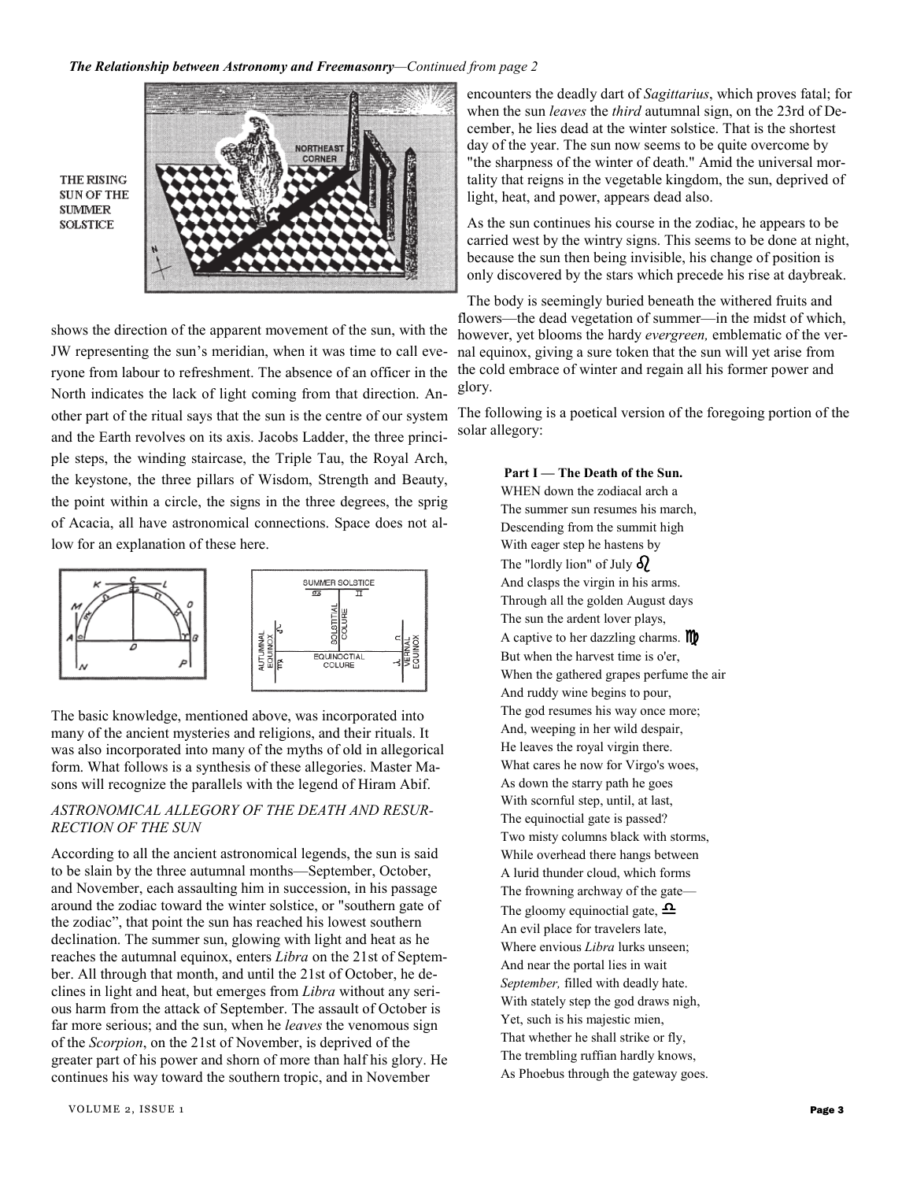*The Relationship between Astronomy and Freemasonry—Continued from page 2*

THE RISING SUN OF THE SUMMER SOLSTICE

shows the direction of the apparent movement of the sun, with the JW representing the sun's meridian, when it was time to call everyone from labour to refreshment. The absence of an officer in the North indicates the lack of light coming from that direction. Another part of the ritual says that the sun is the centre of our system and the Earth revolves on its axis. Jacobs Ladder, the three principle steps, the winding staircase, the Triple Tau, the Royal Arch, the keystone, the three pillars of Wisdom, Strength and Beauty, the point within a circle, the signs in the three degrees, the sprig of Acacia, all have astronomical connections. Space does not allow for an explanation of these here.

The basic knowledge, mentioned above, was incorporated into many of the ancient mysteries and religions, and their rituals. It was also incorporated into many of the myths of old in allegorical form. What follows is a synthesis of these allegories. Master Masons will recognize the parallels with the legend of Hiram Abif.

*ASTRONOMICAL ALLEGORY OF THE DEATH AND RESURRECTION OF THE SUN*

According to all the ancient astronomical legends, the sun is said to be slain by the three autumnal months—September, October, and November, each assaulting him in succession, in his passage around the zodiac toward the winter solstice, or "southern gate of the zodiac", that point the sun has reached his lowest southern declination. The summer sun, glowing with light and heat as he reaches the autumnal equinox, enters *Libra* on the 21st of September. All through that month, and until the 21st of October, he declines in light and heat, but emerges from *Libra* without any serious harm from the attack of September. The assault of October is far more serious; and the sun, when he *leaves* the venomous sign of the *Scorpion*, on the 21st of November, is deprived of the greater part of his power and shorn of more than half his glory. He continues his way toward the southern tropic, and in November encounters the deadly dart of *Sagittarius*, which proves fatal; for when the sun *leaves* the *third* autumnal sign, on the 23rd of December, he lies dead at the winter solstice. That is the shortest day of the year. The sun now seems to be quite overcome by "the sharpness of the winter of death." Amid the universal mortality that reigns in the vegetable kingdom, the sun, deprived of light, heat, and power, appears dead also.

As the sun continues his course in the zodiac, he appears to be carried west by the wintry signs. This seems to be done at night, because the sun then being invisible, his change of position is only discovered by the stars which precede his rise at daybreak.

The body is seemingly buried beneath the withered fruits and flowers—the dead vegetation of summer—in the midst of which, however, yet blooms the hardy *evergreen,* emblematic of the vernal equinox, giving a sure token that the sun will yet arise from the cold embrace of winter and regain all his former power and glory.

The following is a poetical version of the foregoing portion of the solar allegory:

**Part I — The Death of the Sun.**

WHEN down the zodiacal arch a  
The summer sun resumes his march,  
Descending from the summit high  
With eager step he hastens by  
The "lordly lion" of July ♌  
And clasps the virgin in his arms.  
Through all the golden August days  
The sun the ardent lover plays,  
A captive to her dazzling charms. ♍  
But when the harvest time is o'er,  
When the gathered grapes perfume the air  
And ruddy wine begins to pour,  
The god resumes his way once more;  
And, weeping in her wild despair,  
He leaves the royal virgin there.  
What cares he now for Virgo's woes,  
As down the starry path he goes  
With scornful step, until, at last,  
The equinoctial gate is passed?  
Two misty columns black with storms,  
While overhead there hangs between  
A lurid thunder cloud, which forms  
The frowning archway of the gate—  
The gloomy equinoctial gate, ♎  
An evil place for travelers late,  
Where envious *Libra* lurks unseen;  
And near the portal lies in wait  
*September,* filled with deadly hate.  
With stately step the god draws nigh,  
Yet, such is his majestic mien,  
That whether he shall strike or fly,  
The trembling ruffian hardly knows,  
As Phoebus through the gateway goes.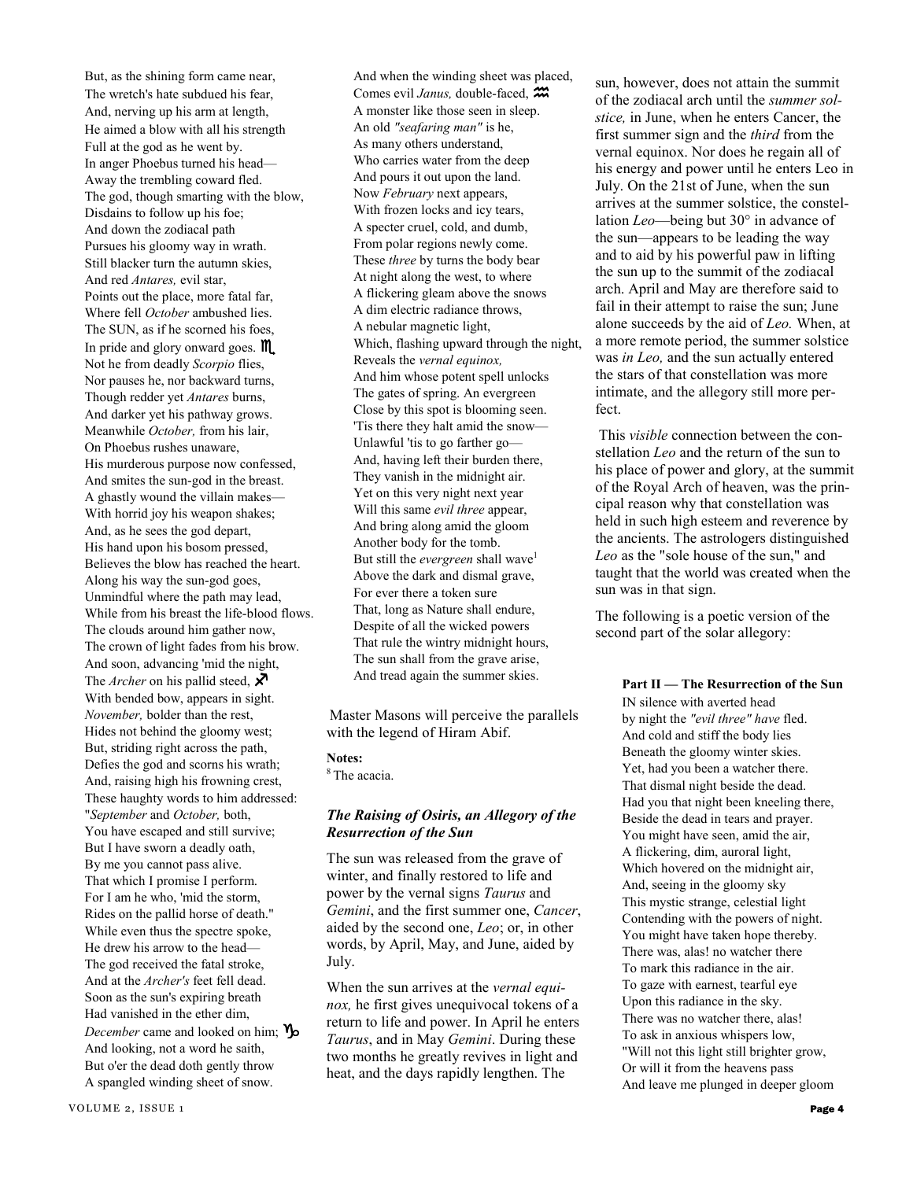But, as the shining form came near,
The wretch's hate subdued his fear,
And, nerving up his arm at length,
He aimed a blow with all his strength
Full at the god as he went by.
In anger Phoebus turned his head—
Away the trembling coward fled.
The god, though smarting with the blow,
Disdains to follow up his foe;
And down the zodiacal path
Pursues his gloomy way in wrath.
Still blacker turn the autumn skies,
And red *Antares,* evil star,
Points out the place, more fatal far,
Where fell *October* ambushed lies.
The SUN, as if he scorned his foes,
In pride and glory onward goes. ♏
Not he from deadly *Scorpio* flies,
Nor pauses he, nor backward turns,
Though redder yet *Antares* burns,
And darker yet his pathway grows.
Meanwhile *October,* from his lair,
On Phoebus rushes unaware,
His murderous purpose now confessed,
And smites the sun-god in the breast.
A ghastly wound the villain makes—
With horrid joy his weapon shakes;
And, as he sees the god depart,
His hand upon his bosom pressed,
Believes the blow has reached the heart.
Along his way the sun-god goes,
Unmindful where the path may lead,
While from his breast the life-blood flows.
The clouds around him gather now,
The crown of light fades from his brow.
And soon, advancing 'mid the night,
The *Archer* on his pallid steed, ♐
With bended bow, appears in sight.
*November,* bolder than the rest,
Hides not behind the gloomy west;
But, striding right across the path,
Defies the god and scorns his wrath;
And, raising high his frowning crest,
These haughty words to him addressed:
"*September* and *October,* both,
You have escaped and still survive;
But I have sworn a deadly oath,
By me you cannot pass alive.
That which I promise I perform.
For I am he who, 'mid the storm,
Rides on the pallid horse of death."
While even thus the spectre spoke,
He drew his arrow to the head—
The god received the fatal stroke,
And at the *Archer's* feet fell dead.
Soon as the sun's expiring breath
Had vanished in the ether dim,
*December* came and looked on him; ♑
And looking, not a word he saith,
But o'er the dead doth gently throw
A spangled winding sheet of snow.

And when the winding sheet was placed,
Comes evil *Janus,* double-faced, ♒
A monster like those seen in sleep.
An old *"seafaring man"* is he,
As many others understand,
Who carries water from the deep
And pours it out upon the land.
Now *February* next appears,
With frozen locks and icy tears,
A specter cruel, cold, and dumb,
From polar regions newly come.
These *three* by turns the body bear
At night along the west, to where
A flickering gleam above the snows
A dim electric radiance throws,
A nebular magnetic light,
Which, flashing upward through the night,
Reveals the *vernal equinox,*
And him whose potent spell unlocks
The gates of spring. An evergreen
Close by this spot is blooming seen.
'Tis there they halt amid the snow—
Unlawful 'tis to go farther go—
And, having left their burden there,
They vanish in the midnight air.
Yet on this very night next year
Will this same *evil three* appear,
And bring along amid the gloom
Another body for the tomb.
But still the *evergreen* shall wave[1]
Above the dark and dismal grave,
For ever there a token sure
That, long as Nature shall endure,
Despite of all the wicked powers
That rule the wintry midnight hours,
The sun shall from the grave arise,
And tread again the summer skies.

Master Masons will perceive the parallels with the legend of Hiram Abif.

**Notes:**
[8] The acacia.

### *The Raising of Osiris, an Allegory of the Resurrection of the Sun*

The sun was released from the grave of winter, and finally restored to life and power by the vernal signs *Taurus* and *Gemini*, and the first summer one, *Cancer*, aided by the second one, *Leo*; or, in other words, by April, May, and June, aided by July.

When the sun arrives at the *vernal equinox,* he first gives unequivocal tokens of a return to life and power. In April he enters *Taurus*, and in May *Gemini*. During these two months he greatly revives in light and heat, and the days rapidly lengthen. The sun, however, does not attain the summit of the zodiacal arch until the *summer solstice,* in June, when he enters Cancer, the first summer sign and the *third* from the vernal equinox. Nor does he regain all of his energy and power until he enters Leo in July. On the 21st of June, when the sun arrives at the summer solstice, the constellation *Leo*—being but 30° in advance of the sun—appears to be leading the way and to aid by his powerful paw in lifting the sun up to the summit of the zodiacal arch. April and May are therefore said to fail in their attempt to raise the sun; June alone succeeds by the aid of *Leo.* When, at a more remote period, the summer solstice was *in Leo,* and the sun actually entered the stars of that constellation was more intimate, and the allegory still more perfect.

This *visible* connection between the constellation *Leo* and the return of the sun to his place of power and glory, at the summit of the Royal Arch of heaven, was the principal reason why that constellation was held in such high esteem and reverence by the ancients. The astrologers distinguished *Leo* as the "sole house of the sun," and taught that the world was created when the sun was in that sign.

The following is a poetic version of the second part of the solar allegory:

**Part II — The Resurrection of the Sun**

IN silence with averted head
by night the *"evil three" have* fled.
And cold and stiff the body lies
Beneath the gloomy winter skies.
Yet, had you been a watcher there.
That dismal night beside the dead.
Had you that night been kneeling there,
Beside the dead in tears and prayer.
You might have seen, amid the air,
A flickering, dim, auroral light,
Which hovered on the midnight air,
And, seeing in the gloomy sky
This mystic strange, celestial light
Contending with the powers of night.
You might have taken hope thereby.
There was, alas! no watcher there
To mark this radiance in the air.
To gaze with earnest, tearful eye
Upon this radiance in the sky.
There was no watcher there, alas!
To ask in anxious whispers low,
"Will not this light still brighter grow,
Or will it from the heavens pass
And leave me plunged in deeper gloom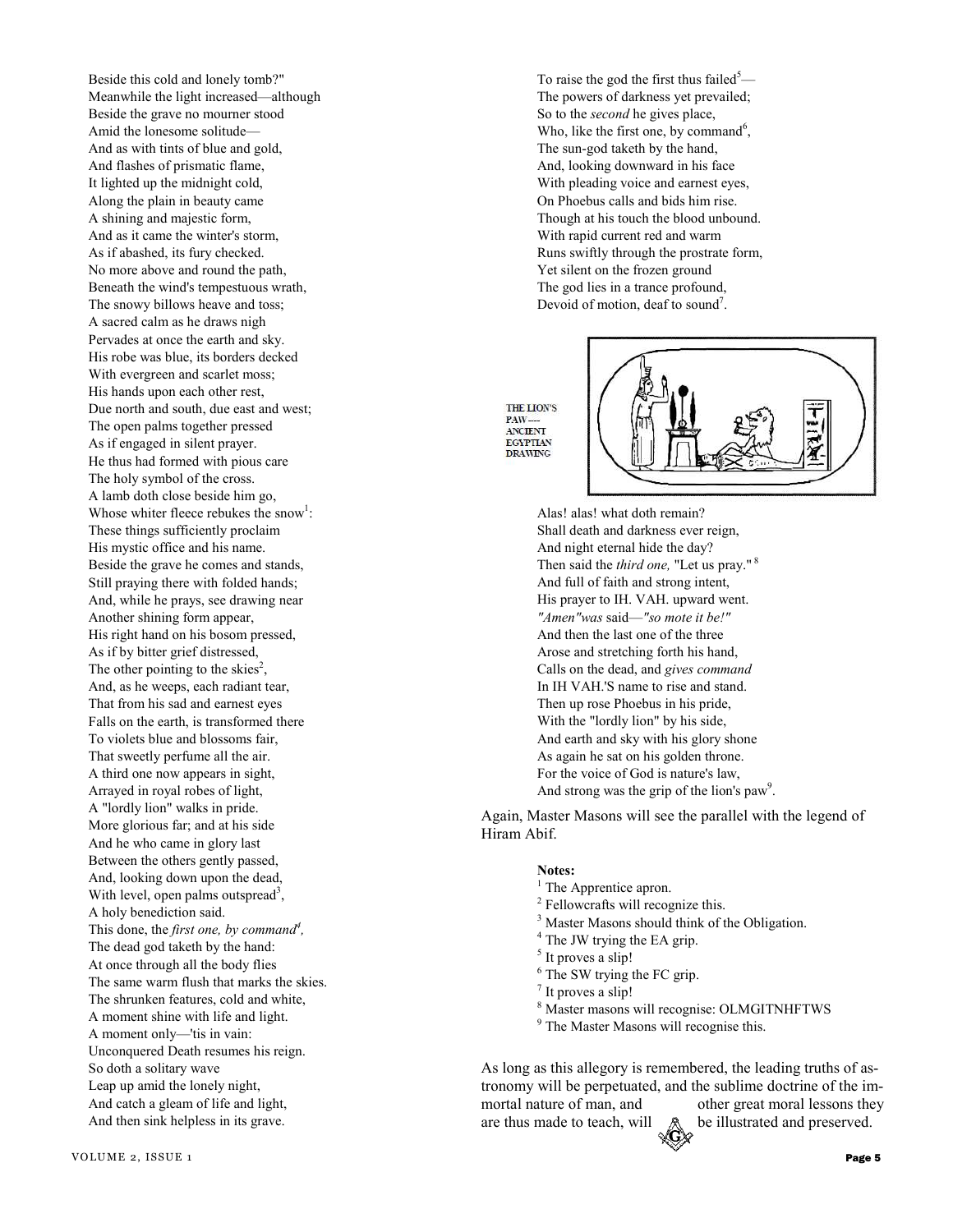Beside this cold and lonely tomb?"
Meanwhile the light increased—although
Beside the grave no mourner stood
Amid the lonesome solitude—
And as with tints of blue and gold,
And flashes of prismatic flame,
It lighted up the midnight cold,
Along the plain in beauty came
A shining and majestic form,
And as it came the winter's storm,
As if abashed, its fury checked.
No more above and round the path,
Beneath the wind's tempestuous wrath,
The snowy billows heave and toss;
A sacred calm as he draws nigh
Pervades at once the earth and sky.
His robe was blue, its borders decked
With evergreen and scarlet moss;
His hands upon each other rest,
Due north and south, due east and west;
The open palms together pressed
As if engaged in silent prayer.
He thus had formed with pious care
The holy symbol of the cross.
A lamb doth close beside him go,
Whose whiter fleece rebukes the snow[1]:
These things sufficiently proclaim
His mystic office and his name.
Beside the grave he comes and stands,
Still praying there with folded hands;
And, while he prays, see drawing near
Another shining form appear,
His right hand on his bosom pressed,
As if by bitter grief distressed,
The other pointing to the skies[2],
And, as he weeps, each radiant tear,
That from his sad and earnest eyes
Falls on the earth, is transformed there
To violets blue and blossoms fair,
That sweetly perfume all the air.
A third one now appears in sight,
Arrayed in royal robes of light,
A "lordly lion" walks in pride.
More glorious far; and at his side
And he who came in glory last
Between the others gently passed,
And, looking down upon the dead,
With level, open palms outspread[3],
A holy benediction said.
This done, the *first one, by command[4],*
The dead god taketh by the hand:
At once through all the body flies
The same warm flush that marks the skies.
The shrunken features, cold and white,
A moment shine with life and light.
A moment only—'tis in vain:
Unconquered Death resumes his reign.
So doth a solitary wave
Leap up amid the lonely night,
And catch a gleam of life and light,
And then sink helpless in its grave.

To raise the god the first thus failed[5]—
The powers of darkness yet prevailed;
So to the *second* he gives place,
Who, like the first one, by command[6],
The sun-god taketh by the hand,
And, looking downward in his face
With pleading voice and earnest eyes,
On Phoebus calls and bids him rise.
Though at his touch the blood unbound.
With rapid current red and warm
Runs swiftly through the prostrate form,
Yet silent on the frozen ground
The god lies in a trance profound,
Devoid of motion, deaf to sound[7].

THE LION'S PAW— ANCIENT EGYPTIAN DRAWING

Alas! alas! what doth remain?
Shall death and darkness ever reign,
And night eternal hide the day?
Then said the *third one,* "Let us pray." [8]
And full of faith and strong intent,
His prayer to IH. VAH. upward went.
*"Amen"was* said—*"so mote it be!"*
And then the last one of the three
Arose and stretching forth his hand,
Calls on the dead, and *gives command*
In IH VAH.'S name to rise and stand.
Then up rose Phoebus in his pride,
With the "lordly lion" by his side,
And earth and sky with his glory shone
As again he sat on his golden throne.
For the voice of God is nature's law,
And strong was the grip of the lion's paw[9].

Again, Master Masons will see the parallel with the legend of Hiram Abif.

**Notes:**

[1] The Apprentice apron.
[2] Fellowcrafts will recognize this.
[3] Master Masons should think of the Obligation.
[4] The JW trying the EA grip.
[5] It proves a slip!
[6] The SW trying the FC grip.
[7] It proves a slip!
[8] Master masons will recognise: OLMGITNHFTWS
[9] The Master Masons will recognise this.

As long as this allegory is remembered, the leading truths of astronomy will be perpetuated, and the sublime doctrine of the immortal nature of man, and other great moral lessons they are thus made to teach, will be illustrated and preserved.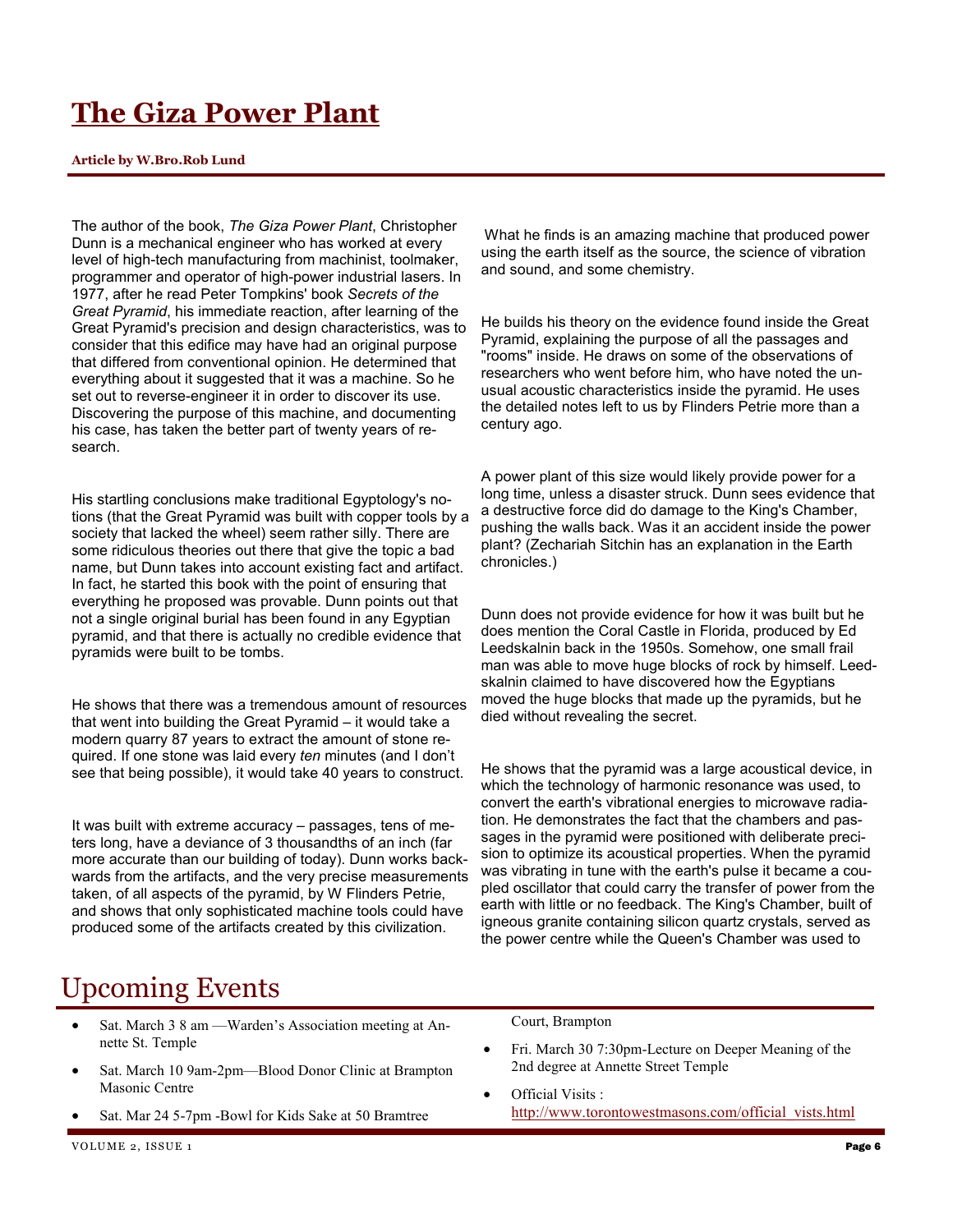# The Giza Power Plant

**Article by W.Bro.Rob Lund**

The author of the book, *The Giza Power Plant*, Christopher Dunn is a mechanical engineer who has worked at every level of high-tech manufacturing from machinist, toolmaker, programmer and operator of high-power industrial lasers. In 1977, after he read Peter Tompkins' book *Secrets of the Great Pyramid*, his immediate reaction, after learning of the Great Pyramid's precision and design characteristics, was to consider that this edifice may have had an original purpose that differed from conventional opinion. He determined that everything about it suggested that it was a machine. So he set out to reverse-engineer it in order to discover its use. Discovering the purpose of this machine, and documenting his case, has taken the better part of twenty years of research.

His startling conclusions make traditional Egyptology's notions (that the Great Pyramid was built with copper tools by a society that lacked the wheel) seem rather silly. There are some ridiculous theories out there that give the topic a bad name, but Dunn takes into account existing fact and artifact. In fact, he started this book with the point of ensuring that everything he proposed was provable. Dunn points out that not a single original burial has been found in any Egyptian pyramid, and that there is actually no credible evidence that pyramids were built to be tombs.

He shows that there was a tremendous amount of resources that went into building the Great Pyramid – it would take a modern quarry 87 years to extract the amount of stone required. If one stone was laid every *ten* minutes (and I don't see that being possible), it would take 40 years to construct.

It was built with extreme accuracy – passages, tens of meters long, have a deviance of 3 thousandths of an inch (far more accurate than our building of today). Dunn works backwards from the artifacts, and the very precise measurements taken, of all aspects of the pyramid, by W Flinders Petrie, and shows that only sophisticated machine tools could have produced some of the artifacts created by this civilization.

What he finds is an amazing machine that produced power using the earth itself as the source, the science of vibration and sound, and some chemistry.

He builds his theory on the evidence found inside the Great Pyramid, explaining the purpose of all the passages and "rooms" inside. He draws on some of the observations of researchers who went before him, who have noted the unusual acoustic characteristics inside the pyramid. He uses the detailed notes left to us by Flinders Petrie more than a century ago.

A power plant of this size would likely provide power for a long time, unless a disaster struck. Dunn sees evidence that a destructive force did do damage to the King's Chamber, pushing the walls back. Was it an accident inside the power plant? (Zechariah Sitchin has an explanation in the Earth chronicles.)

Dunn does not provide evidence for how it was built but he does mention the Coral Castle in Florida, produced by Ed Leedskalnin back in the 1950s. Somehow, one small frail man was able to move huge blocks of rock by himself. Leedskalnin claimed to have discovered how the Egyptians moved the huge blocks that made up the pyramids, but he died without revealing the secret.

He shows that the pyramid was a large acoustical device, in which the technology of harmonic resonance was used, to convert the earth's vibrational energies to microwave radiation. He demonstrates the fact that the chambers and passages in the pyramid were positioned with deliberate precision to optimize its acoustical properties. When the pyramid was vibrating in tune with the earth's pulse it became a coupled oscillator that could carry the transfer of power from the earth with little or no feedback. The King's Chamber, built of igneous granite containing silicon quartz crystals, served as the power centre while the Queen's Chamber was used to

# Upcoming Events

- Sat. March 3 8 am —Warden's Association meeting at Annette St. Temple
- Sat. March 10 9am-2pm—Blood Donor Clinic at Brampton Masonic Centre
- Sat. Mar 24 5-7pm -Bowl for Kids Sake at 50 Bramtree Court, Brampton
- Fri. March 30 7:30pm-Lecture on Deeper Meaning of the 2nd degree at Annette Street Temple
- Official Visits : http://www.torontowestmasons.com/official_vists.html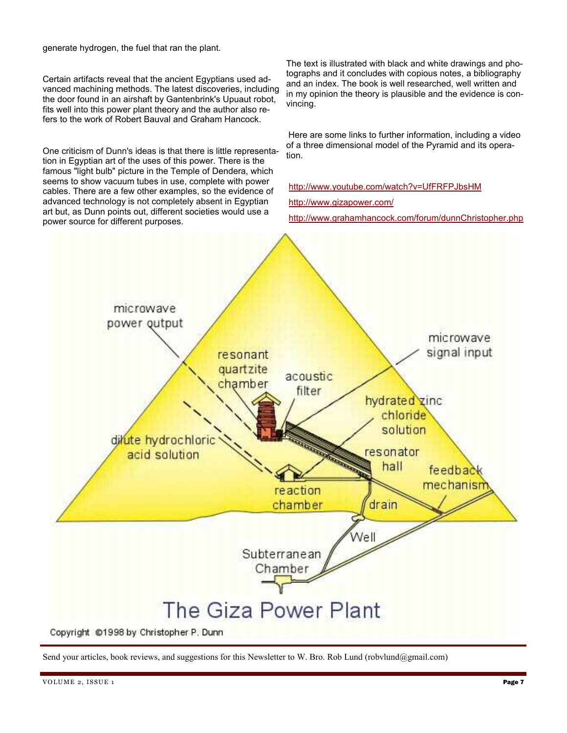generate hydrogen, the fuel that ran the plant.

Certain artifacts reveal that the ancient Egyptians used advanced machining methods. The latest discoveries, including the door found in an airshaft by Gantenbrink's Upuaut robot, fits well into this power plant theory and the author also refers to the work of Robert Bauval and Graham Hancock.

One criticism of Dunn's ideas is that there is little representation in Egyptian art of the uses of this power. There is the famous "light bulb" picture in the Temple of Dendera, which seems to show vacuum tubes in use, complete with power cables. There are a few other examples, so the evidence of advanced technology is not completely absent in Egyptian art but, as Dunn points out, different societies would use a power source for different purposes.

The text is illustrated with black and white drawings and photographs and it concludes with copious notes, a bibliography and an index. The book is well researched, well written and in my opinion the theory is plausible and the evidence is convincing.

Here are some links to further information, including a video of a three dimensional model of the Pyramid and its operation.

http://www.youtube.com/watch?v=UfFRFPJbsHM

http://www.gizapower.com/

http://www.grahamhancock.com/forum/dunnChristopher.php

microwave power output

resonant quartzite chamber

acoustic filter

microwave signal input

hydrated zinc chloride solution

dilute hydrochloric acid solution

resonator hall

feedback mechanism

reaction chamber

drain

Well

Subterranean Chamber

The Giza Power Plant

Copyright ©1998 by Christopher P. Dunn

Send your articles, book reviews, and suggestions for this Newsletter to W. Bro. Rob Lund (robvlund@gmail.com)